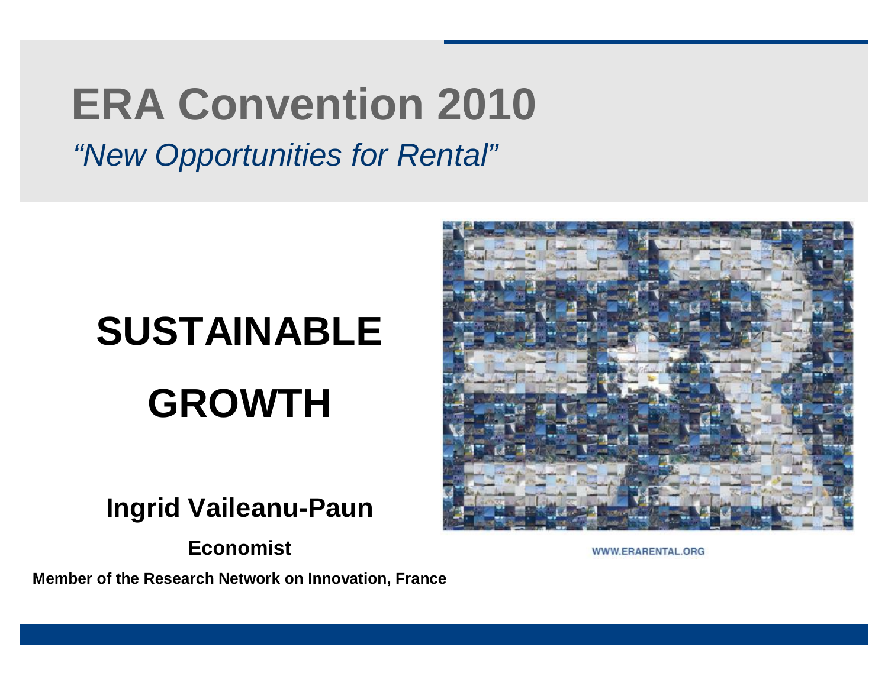# ERA Convention 2010

*"New Opportunities for Rental"*

# SUSTAINABLE GROWTH

**Ingrid Vaileanu-Paun**

**Economist**

**Member of the Research Network on Innovation, France**

WWW.ERARENTAL.ORG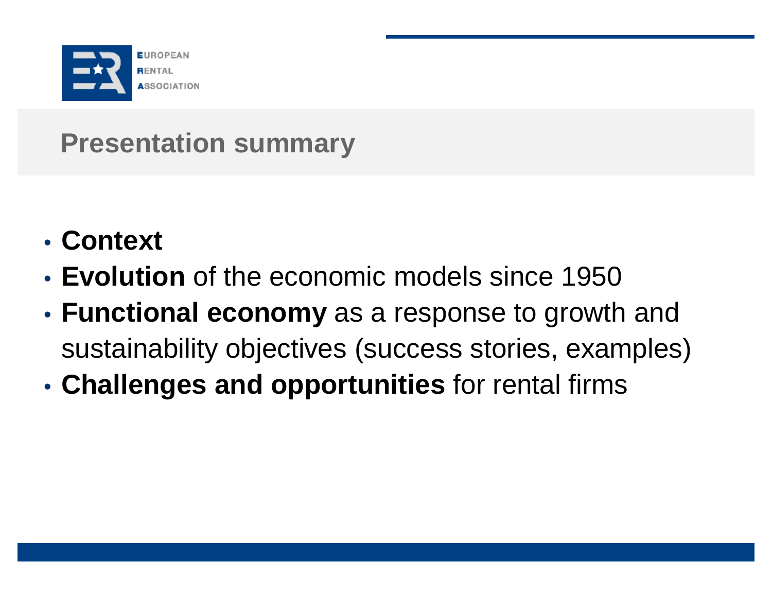# Presentation summary

- **Context**
- **Evolution** of the economic models since 1950
- **Functional economy** as a response to growth and sustainability objectives (success stories, examples)
- **Challenges and opportunities** for rental firms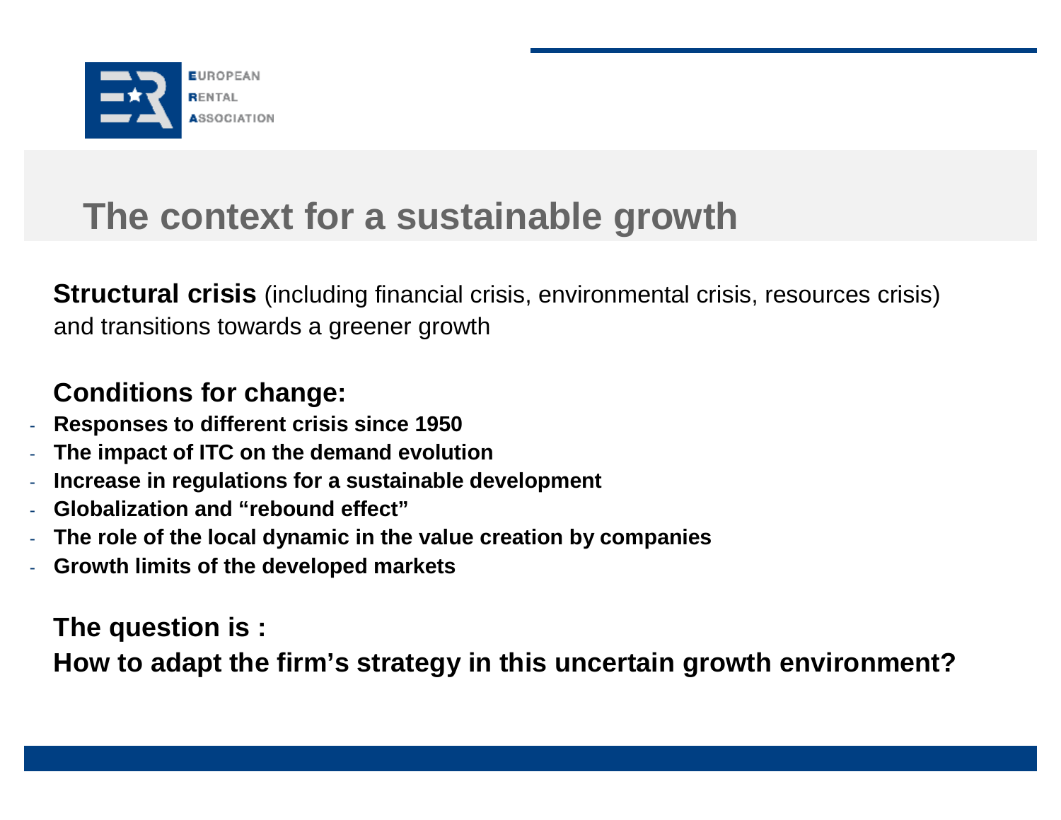# The context for a sustainable growth

**Structural crisis** (including financial crisis, environmental crisis, resources crisis) and transitions towards a greener growth

**Conditions for change:**

- **Responses to different crisis since 1950**
- **The impact of ITC on the demand evolution**
- **Increase in regulations for a sustainable development**
- **Globalization and "rebound effect"**
- **The role of the local dynamic in the value creation by companies**
- **Growth limits of the developed markets**

**The question is :**
**How to adapt the firm's strategy in this uncertain growth environment?**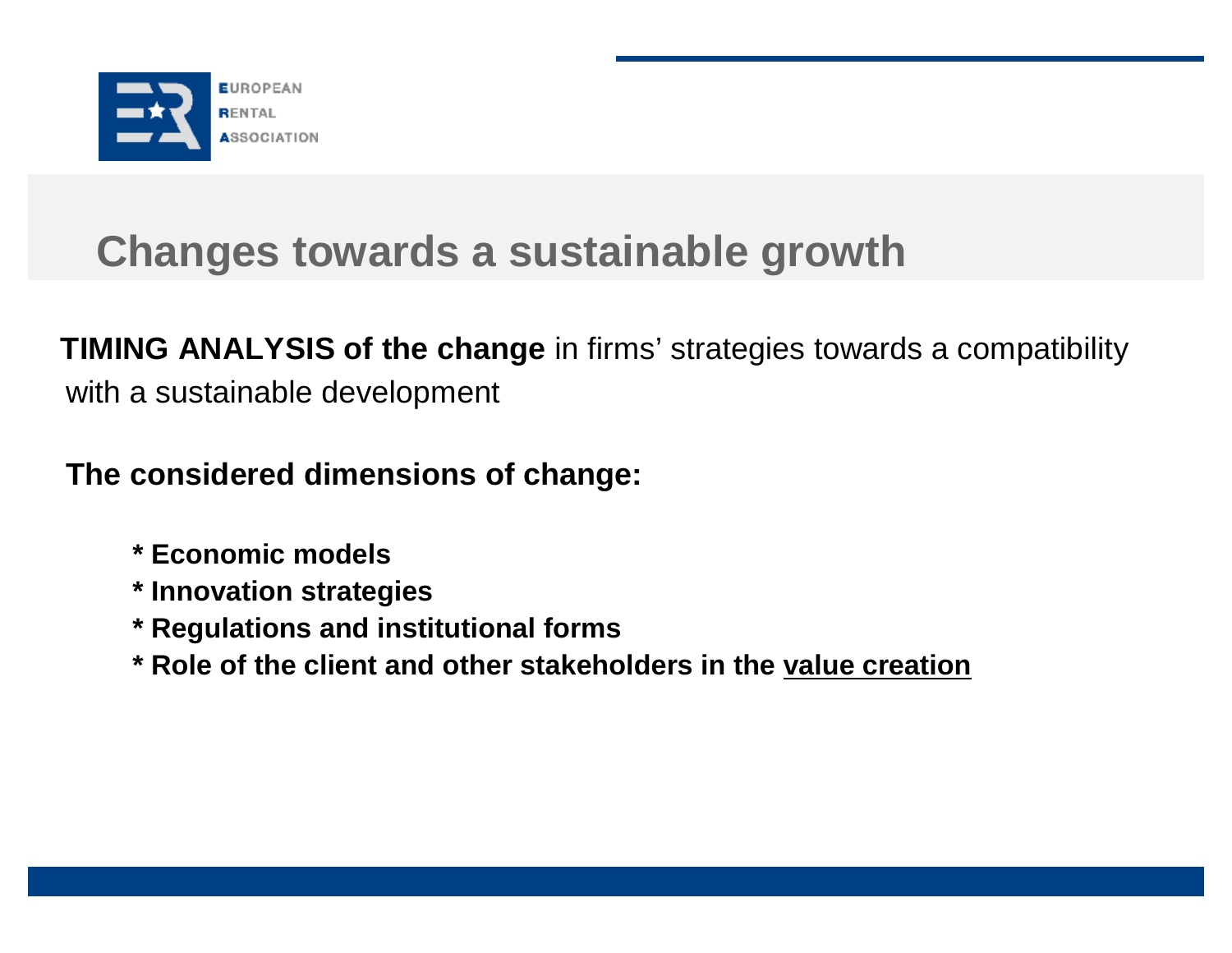# Changes towards a sustainable growth

**TIMING ANALYSIS of the change** in firms' strategies towards a compatibility with a sustainable development

**The considered dimensions of change:**

- **Economic models**
- **Innovation strategies**
- **Regulations and institutional forms**
- **Role of the client and other stakeholders in the <u>value creation</u>**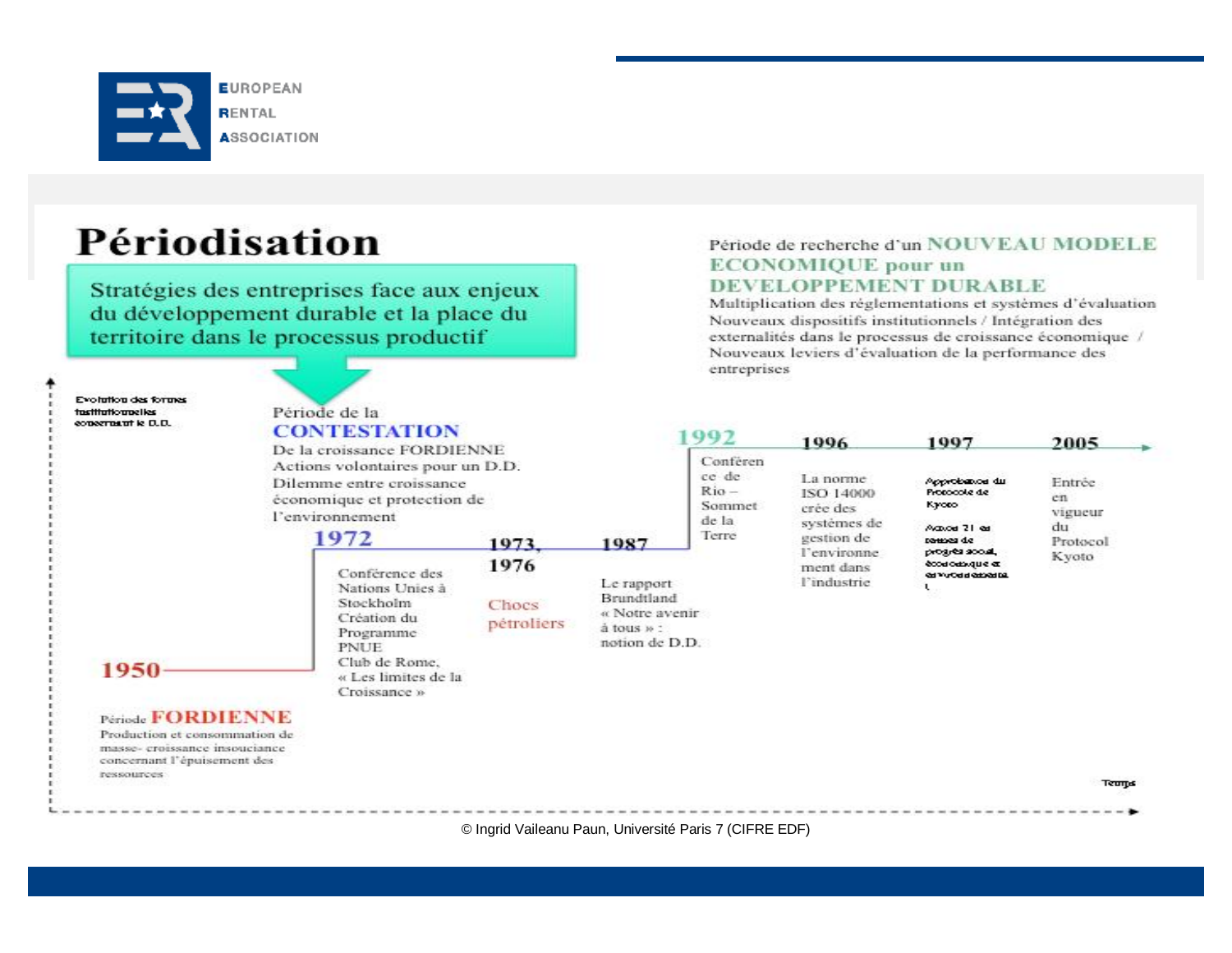# Périodisation

**Stratégies des entreprises face aux enjeux du développement durable et la place du territoire dans le processus productif**

Période de recherche d'un **NOUVEAU MODELE ECONOMIQUE pour un DEVELOPPEMENT DURABLE**
Multiplication des réglementations et systèmes d'évaluation
Nouveaux dispositifs institutionnels / Intégration des externalités dans le processus de croissance économique / Nouveaux leviers d'évaluation de la performance des entreprises

Evolution des formes institutionnelles concernant le D.D.

Période de la **CONTESTATION**
De la croissance FORDIENNE
Actions volontaires pour un D.D.
Dilemme entre croissance économique et protection de l'environnement

**1950**

Période **FORDIENNE**
Production et consommation de masse- croissance insouciance concernant l'épuisement des ressources

**1972**
Conférence des Nations Unies à Stockholm
Création du Programme PNUE
Club de Rome, « Les limites de la Croissance »

**1973, 1976**
Chocs pétroliers

**1987**
Le rapport Brundtland « Notre avenir à tous » : notion de D.D.

**1992**
Conférence de Rio – Sommet de la Terre

**1996**
La norme ISO 14000 crée des systèmes de gestion de l'environnement dans l'industrie

**1997**
Approbation du Protocole de Kyoto
Agenda 21 et bases de progrès social, économique et environnemental

**2005**
Entrée en vigueur du Protocol Kyoto

Temps

© Ingrid Vaileanu Paun, Université Paris 7 (CIFRE EDF)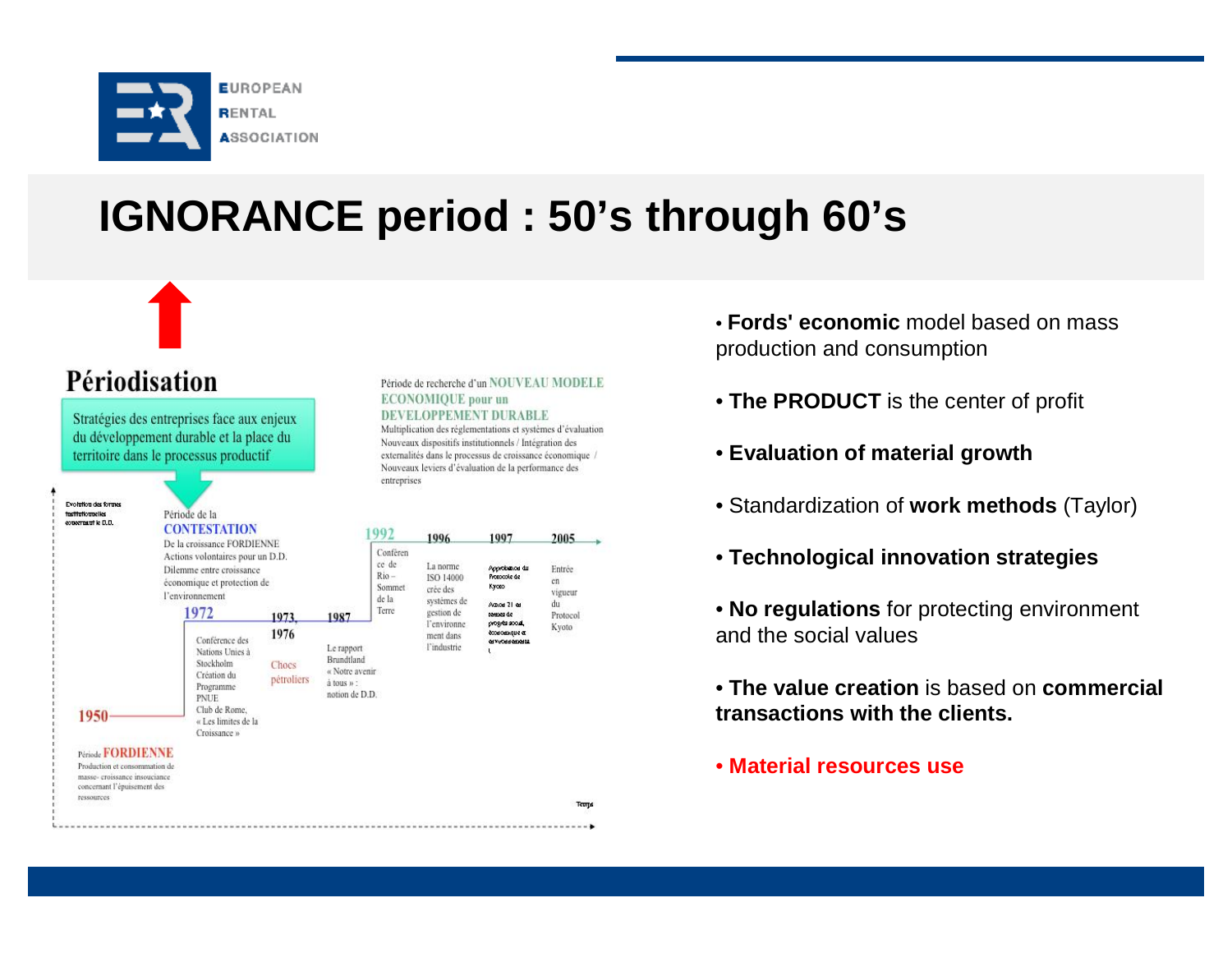# IGNORANCE period : 50's through 60's

## Périodisation

Stratégies des entreprises face aux enjeux du développement durable et la place du territoire dans le processus productif

Période de recherche d'un NOUVEAU MODELE ECONOMIQUE pour un DEVELOPPEMENT DURABLE
Multiplication des réglementations et systèmes d'évaluation
Nouveaux dispositifs institutionnels / Intégration des externalités dans le processus de croissance économique / Nouveaux leviers d'évaluation de la performance des entreprises

Evolution des formes institutionnelles concernant le D.D.

Période de la CONTESTATION
De la croissance FORDIENNE
Actions volontaires pour un D.D.
Dilemme entre croissance économique et protection de l'environnement

- **1950** — Période FORDIENNE : Production et consommation de masse- croissance insouciance concernant l'épuisement des ressources
- **1972** — Conférence des Nations Unies à Stockholm, Création du Programme PNUE, Club de Rome, « Les limites de la Croissance »
- **1973, 1976** — Chocs pétroliers
- **1987** — Le rapport Brundtland « Notre avenir à tous » : notion de D.D.
- **1992** — Conférence de Rio – Sommet de la Terre
- **1996** — La norme ISO 14000 crée des systèmes de gestion de l'environnement dans l'industrie
- **1997** — Approbation du Protocole de Kyoto ; Action 21 et termes de progrès social, économique et environnemental
- **2005** — Entrée en vigueur du Protocol Kyoto

Temps

- **Fords' economic** model based on mass production and consumption
- **The PRODUCT** is the center of profit
- **Evaluation of material growth**
- Standardization of **work methods** (Taylor)
- **Technological innovation strategies**
- **No regulations** for protecting environment and the social values
- **The value creation** is based on **commercial transactions with the clients.**
- **Material resources use**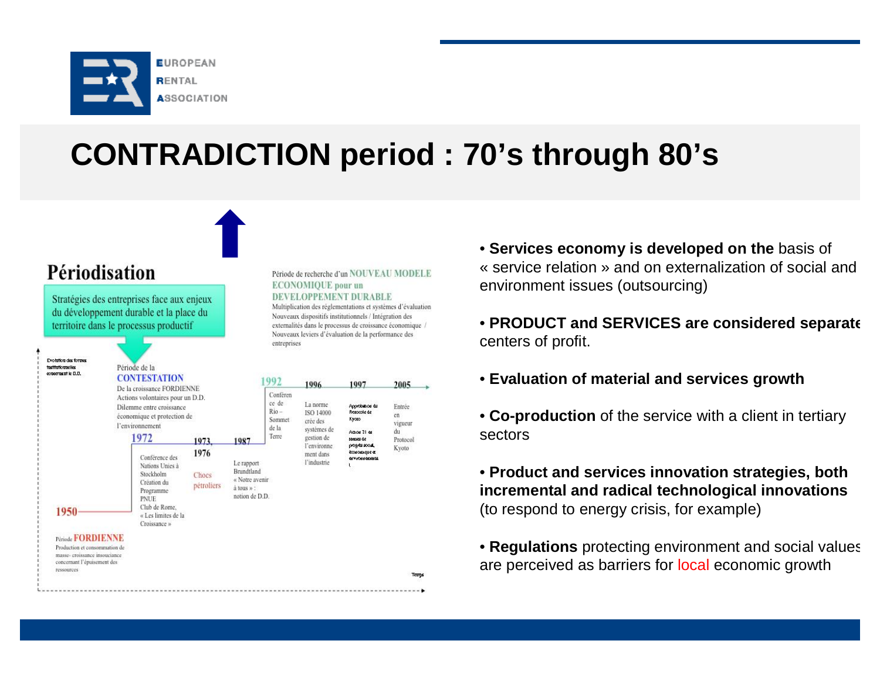# CONTRADICTION period : 70's through 80's

## Périodisation

Stratégies des entreprises face aux enjeux du développement durable et la place du territoire dans le processus productif

Evolution des formes institutionnelles concernant le D.D.

Période de recherche d'un NOUVEAU MODELE ECONOMIQUE pour un DEVELOPPEMENT DURABLE
Multiplication des réglementations et systèmes d'évaluation
Nouveaux dispositifs institutionnels / Intégration des externalités dans le processus de croissance économique / Nouveaux leviers d'évaluation de la performance des entreprises

Période de la CONTESTATION
De la croissance FORDIENNE
Actions volontaires pour un D.D.
Dilemme entre croissance économique et protection de l'environnement

1950

Période FORDIENNE
Production et consommation de masse- croissance insouciance concernant l'épuisement des ressources

1972
Conférence des Nations Unies à Stockholm
Création du Programme PNUE
Club de Rome, « Les limites de la Croissance »

1973, 1976
Chocs pétroliers

1987
Le rapport Brundtland
« Notre avenir à tous » : notion de D.D.

1992
Conférence de Rio – Sommet de la Terre

1996
La norme ISO 14000 crée des systèmes de gestion de l'environnement dans l'industrie

1997
Approbation du Protocole de Kyoto
Action 21 et termes de progrès social, économique et environnemental

2005
Entrée en vigueur du Protocol Kyoto

Temps

- **Services economy is developed on the** basis of « service relation » and on externalization of social and environment issues (outsourcing)
- **PRODUCT and SERVICES are considered separate** centers of profit.
- **Evaluation of material and services growth**
- **Co-production** of the service with a client in tertiary sectors
- **Product and services innovation strategies, both incremental and radical technological innovations** (to respond to energy crisis, for example)
- **Regulations** protecting environment and social values are perceived as barriers for local economic growth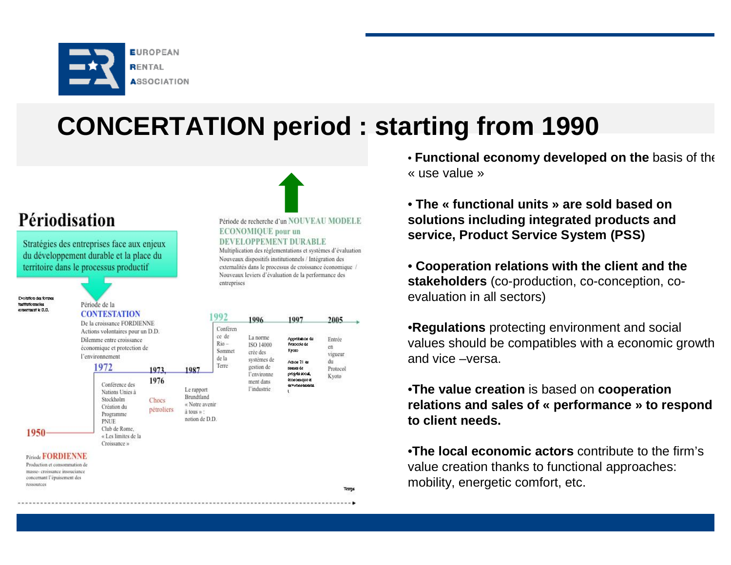# CONCERTATION period : starting from 1990

## Périodisation

Stratégies des entreprises face aux enjeux du développement durable et la place du territoire dans le processus productif

Période de recherche d'un NOUVEAU MODELE ECONOMIQUE pour un DEVELOPPEMENT DURABLE
Multiplication des réglementations et systèmes d'évaluation
Nouveaux dispositifs institutionnels / Intégration des externalités dans le processus de croissance économique / Nouveaux leviers d'évaluation de la performance des entreprises

Evolution des formes institutionnelles concernant le D.D.

Période de la CONTESTATION
De la croissance FORDIENNE
Actions volontaires pour un D.D.
Dilemme entre croissance économique et protection de l'environnement

- **1950** — Période FORDIENNE: Production et consommation de masse- croissance insouciance concernant l'épuisement des ressources
- **1972** — Conférence des Nations Unies à Stockholm, Création du Programme PNUE, Club de Rome, « Les limites de la Croissance »
- **1973, 1976** — Chocs pétroliers
- **1987** — Le rapport Brundtland « Notre avenir à tous » : notion de D.D.
- **1992** — Conférence de Rio – Sommet de la Terre
- **1996** — La norme ISO 14000 crée des systèmes de gestion de l'environnement dans l'industrie
- **1997** — Approbation du Protocole de Kyoto; Action 21 en besoin de progrès social, économique et environnemental
- **2005** — Entrée en vigueur du Protocol Kyoto

Temps

- **Functional economy developed on the** basis of the « use value »
- **The « functional units » are sold based on solutions including integrated products and service, Product Service System (PSS)**
- **Cooperation relations with the client and the stakeholders** (co-production, co-conception, co-evaluation in all sectors)
- **Regulations** protecting environment and social values should be compatibles with a economic growth and vice –versa.
- **The value creation** is based on **cooperation relations and sales of « performance » to respond to client needs.**
- **The local economic actors** contribute to the firm's value creation thanks to functional approaches: mobility, energetic comfort, etc.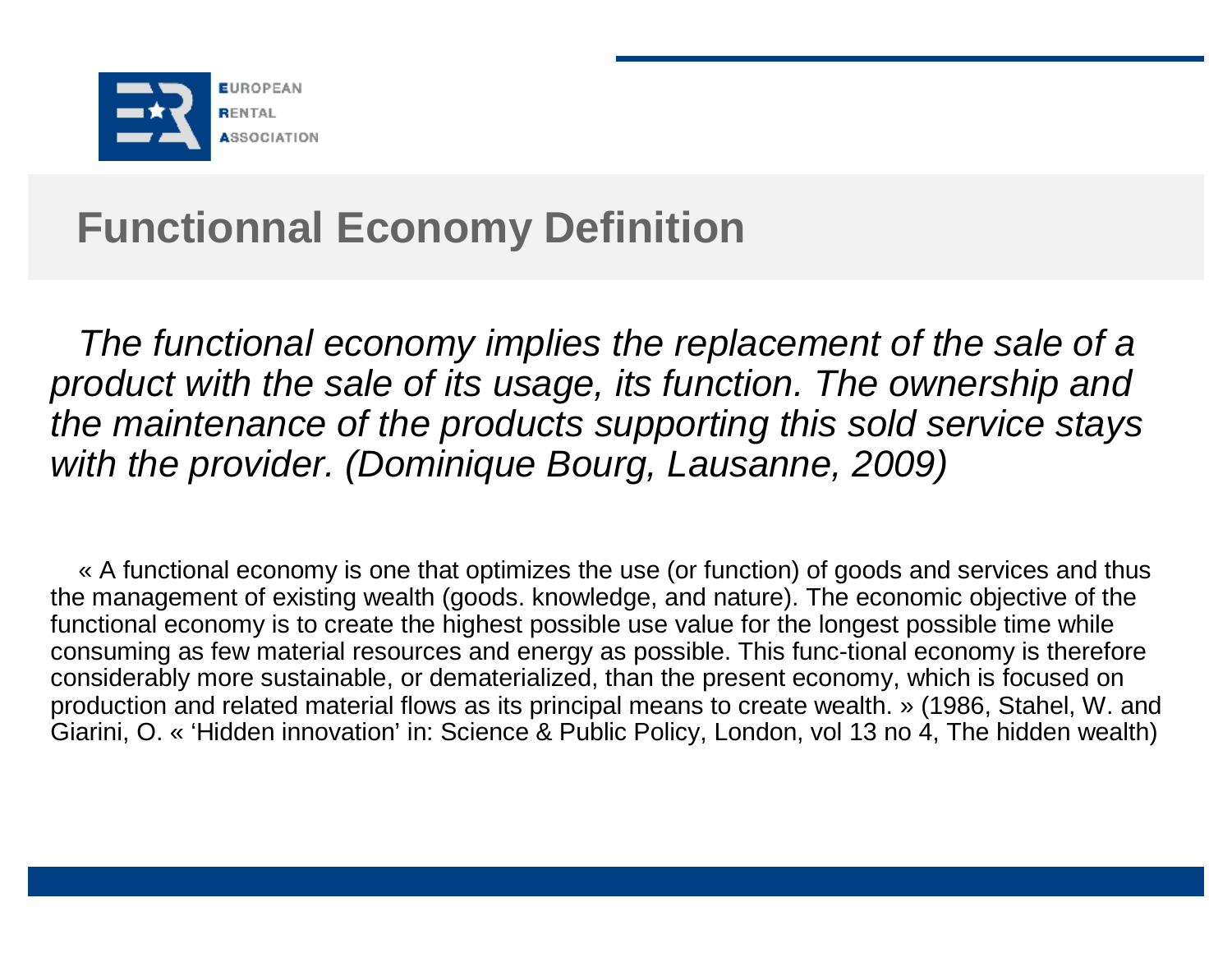# Functionnal Economy Definition

*The functional economy implies the replacement of the sale of a product with the sale of its usage, its function. The ownership and the maintenance of the products supporting this sold service stays with the provider. (Dominique Bourg, Lausanne, 2009)*

« A functional economy is one that optimizes the use (or function) of goods and services and thus the management of existing wealth (goods. knowledge, and nature). The economic objective of the functional economy is to create the highest possible use value for the longest possible time while consuming as few material resources and energy as possible. This func-tional economy is therefore considerably more sustainable, or dematerialized, than the present economy, which is focused on production and related material flows as its principal means to create wealth. » (1986, Stahel, W. and Giarini, O. « 'Hidden innovation' in: Science & Public Policy, London, vol 13 no 4, The hidden wealth)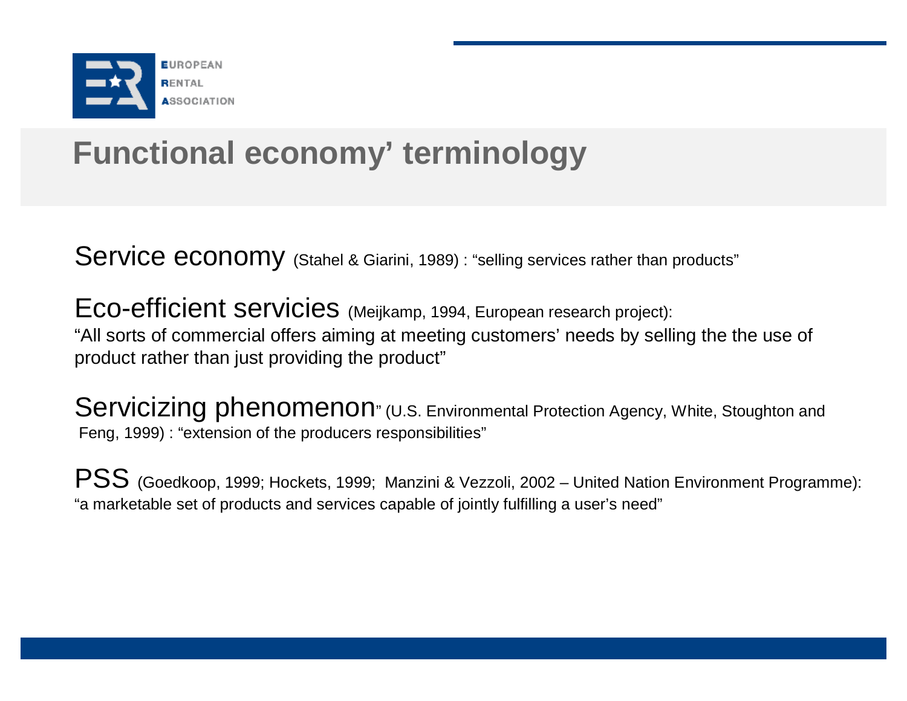# Functional economy' terminology

**Service economy** (Stahel & Giarini, 1989) : "selling services rather than products"

**Eco-efficient servicies** (Meijkamp, 1994, European research project): "All sorts of commercial offers aiming at meeting customers' needs by selling the the use of product rather than just providing the product"

**Servicizing phenomenon**" (U.S. Environmental Protection Agency, White, Stoughton and Feng, 1999) : "extension of the producers responsibilities"

**PSS** (Goedkoop, 1999; Hockets, 1999; Manzini & Vezzoli, 2002 – United Nation Environment Programme): "a marketable set of products and services capable of jointly fulfilling a user's need"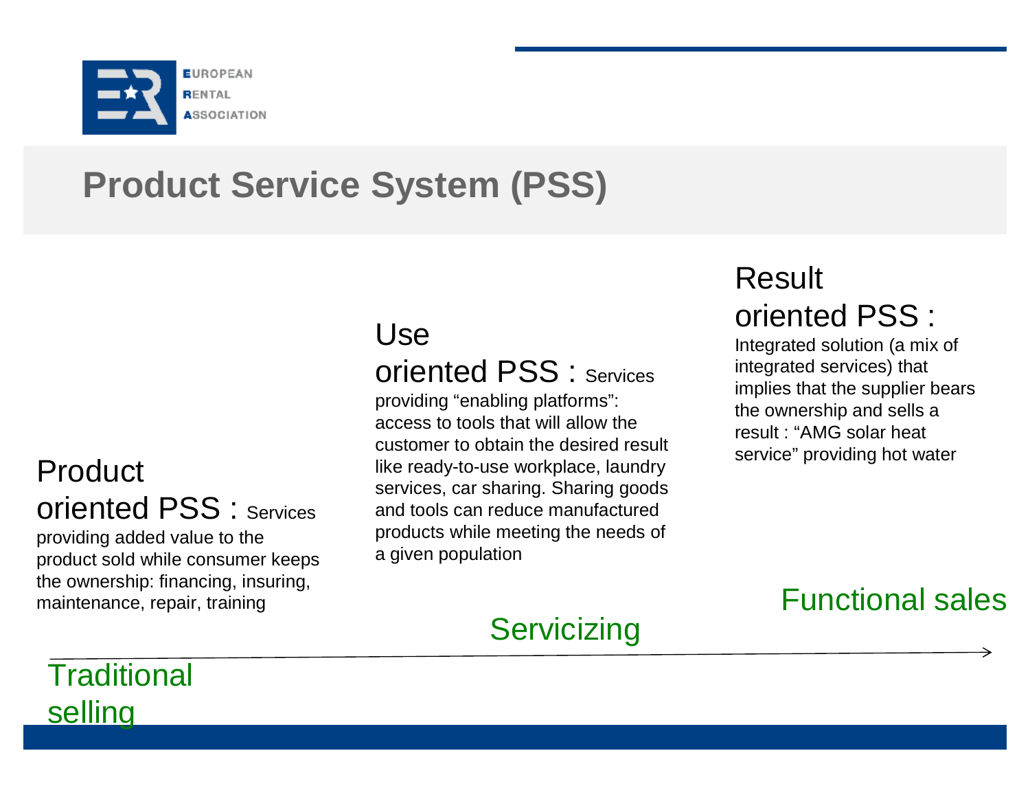# Product Service System (PSS)

**Product oriented PSS :** Services providing added value to the product sold while consumer keeps the ownership: financing, insuring, maintenance, repair, training

**Use oriented PSS :** Services providing "enabling platforms": access to tools that will allow the customer to obtain the desired result like ready-to-use workplace, laundry services, car sharing. Sharing goods and tools can reduce manufactured products while meeting the needs of a given population

**Result oriented PSS :** Integrated solution (a mix of integrated services) that implies that the supplier bears the ownership and sells a result : "AMG solar heat service" providing hot water

Traditional selling → Servicizing → Functional sales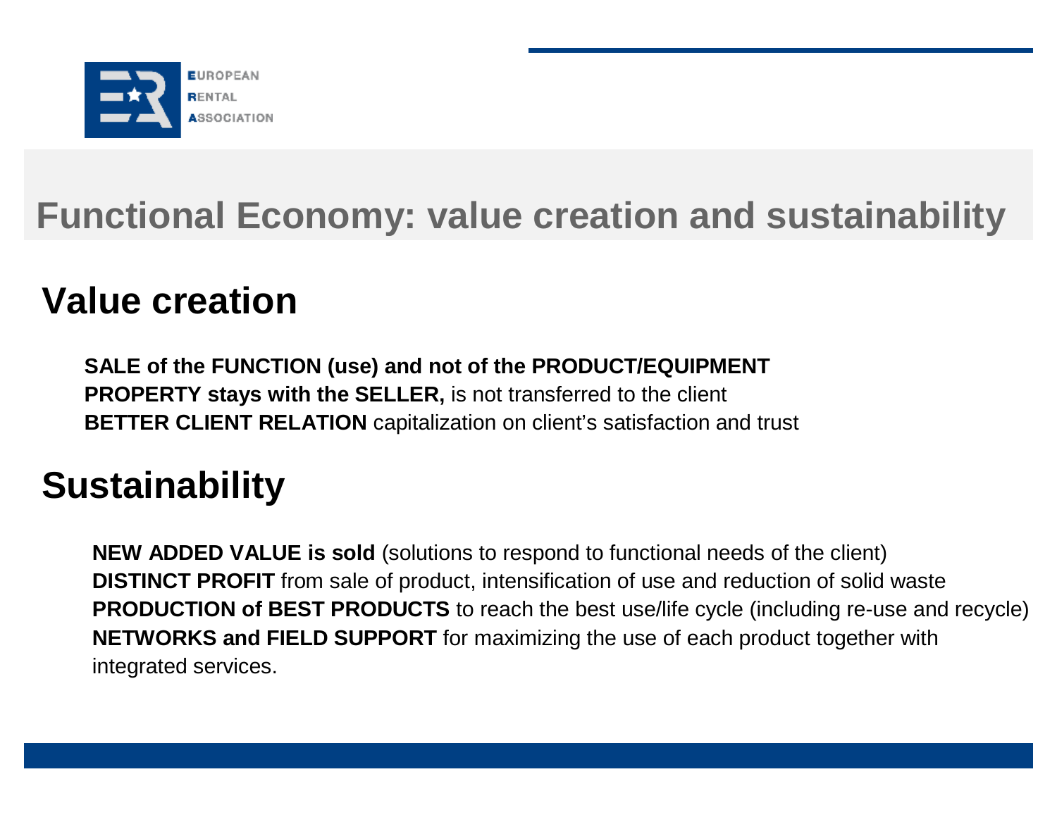# Functional Economy: value creation and sustainability

## Value creation

**SALE of the FUNCTION (use) and not of the PRODUCT/EQUIPMENT**
**PROPERTY stays with the SELLER,** is not transferred to the client
**BETTER CLIENT RELATION** capitalization on client's satisfaction and trust

## Sustainability

**NEW ADDED VALUE is sold** (solutions to respond to functional needs of the client)
**DISTINCT PROFIT** from sale of product, intensification of use and reduction of solid waste
**PRODUCTION of BEST PRODUCTS** to reach the best use/life cycle (including re-use and recycle)
**NETWORKS and FIELD SUPPORT** for maximizing the use of each product together with integrated services.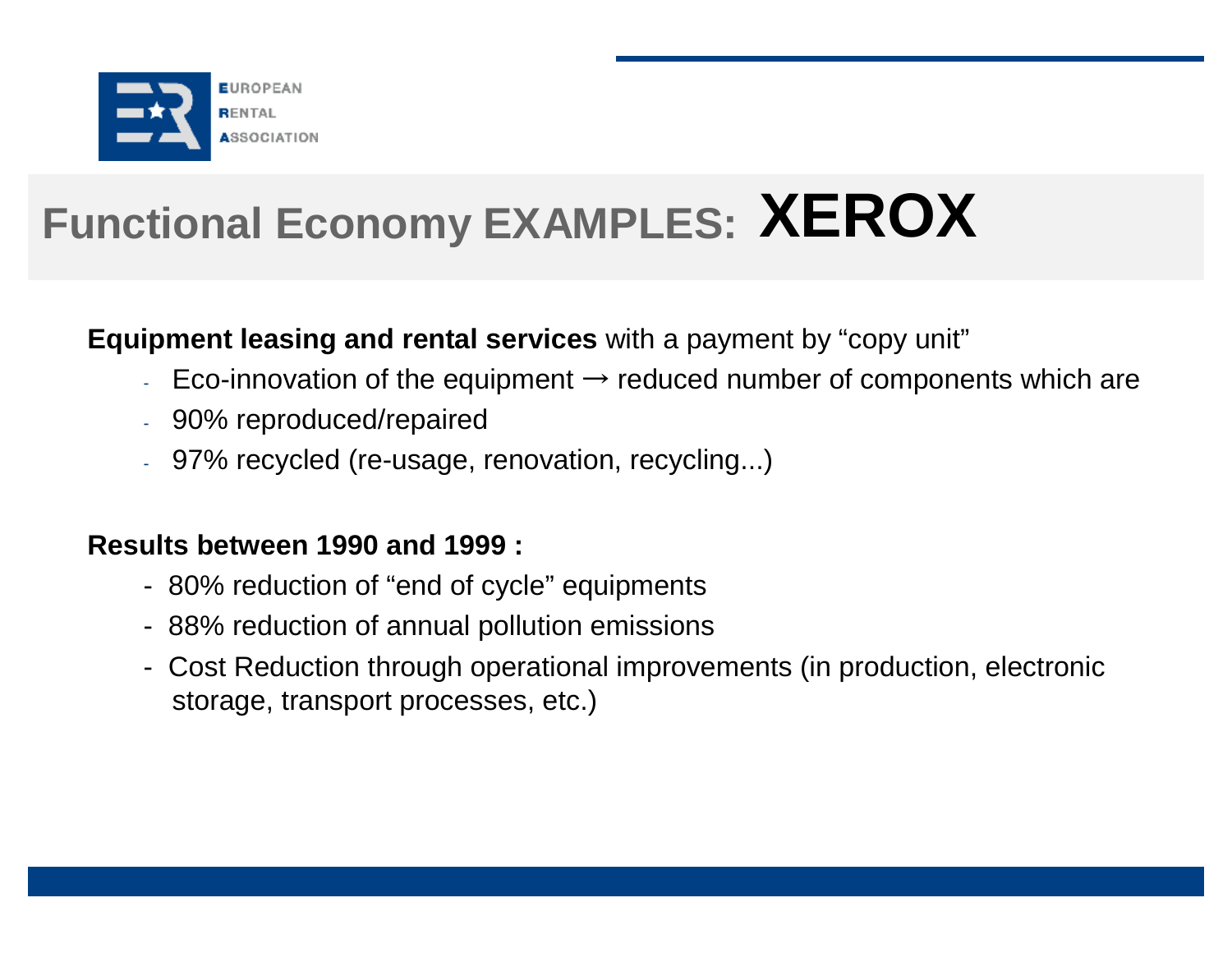# Functional Economy EXAMPLES: XEROX

**Equipment leasing and rental services** with a payment by "copy unit"

- Eco-innovation of the equipment → reduced number of components which are
- 90% reproduced/repaired
- 97% recycled (re-usage, renovation, recycling...)

**Results between 1990 and 1999 :**

- 80% reduction of "end of cycle" equipments
- 88% reduction of annual pollution emissions
- Cost Reduction through operational improvements (in production, electronic storage, transport processes, etc.)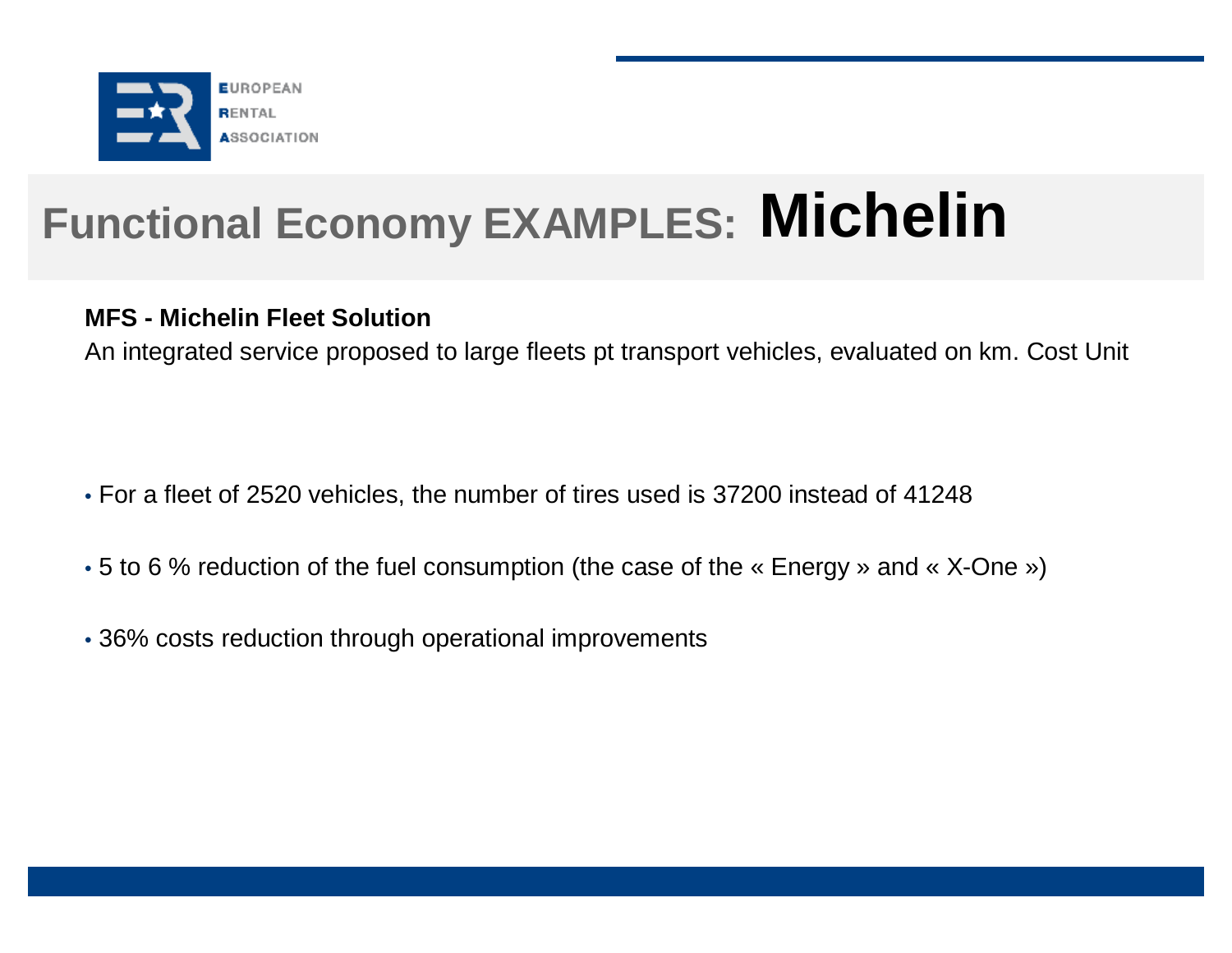# Functional Economy EXAMPLES: Michelin

**MFS - Michelin Fleet Solution**

An integrated service proposed to large fleets pt transport vehicles, evaluated on km. Cost Unit

- For a fleet of 2520 vehicles, the number of tires used is 37200 instead of 41248
- 5 to 6 % reduction of the fuel consumption (the case of the « Energy » and « X-One »)
- 36% costs reduction through operational improvements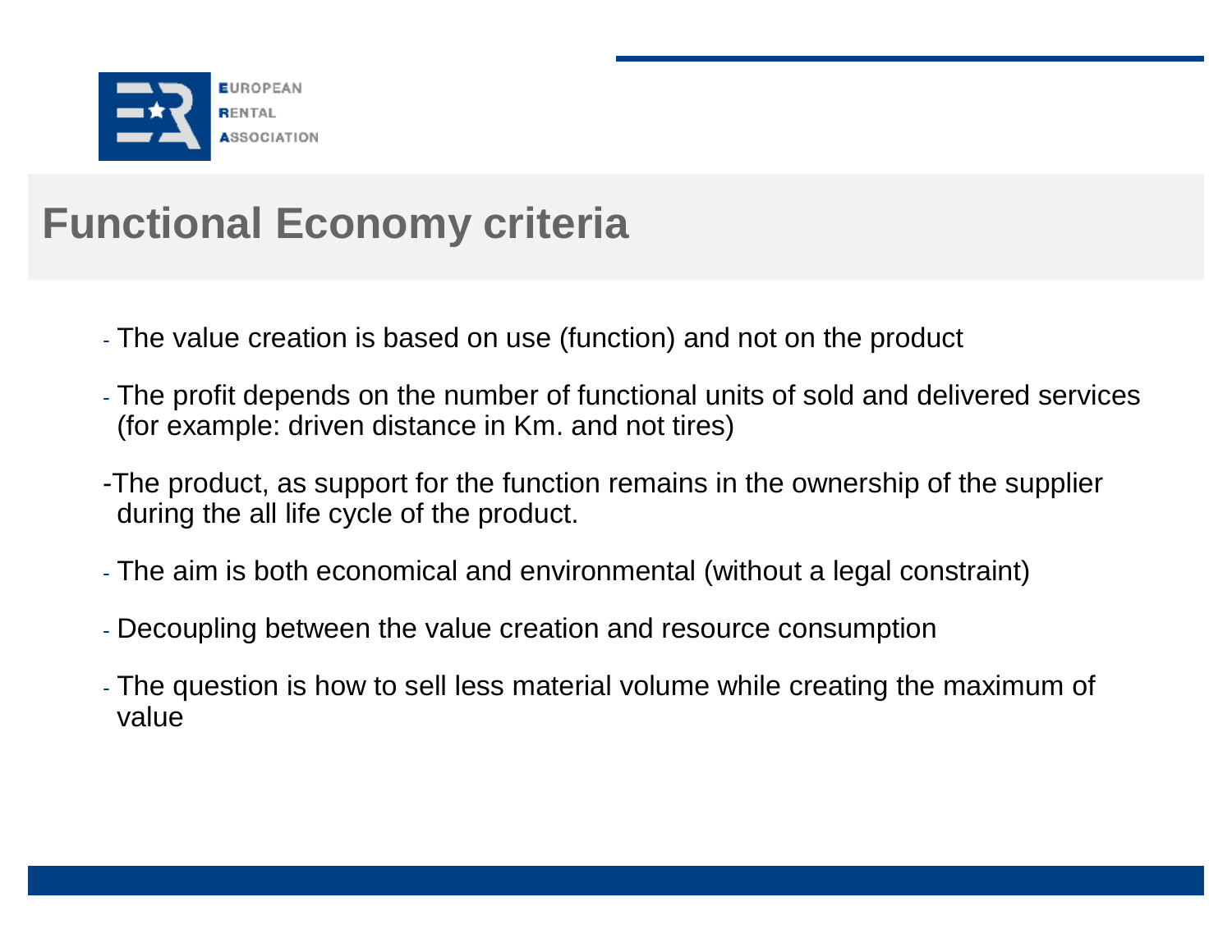# Functional Economy criteria

- The value creation is based on use (function) and not on the product
- The profit depends on the number of functional units of sold and delivered services (for example: driven distance in Km. and not tires)
- The product, as support for the function remains in the ownership of the supplier during the all life cycle of the product.
- The aim is both economical and environmental (without a legal constraint)
- Decoupling between the value creation and resource consumption
- The question is how to sell less material volume while creating the maximum of value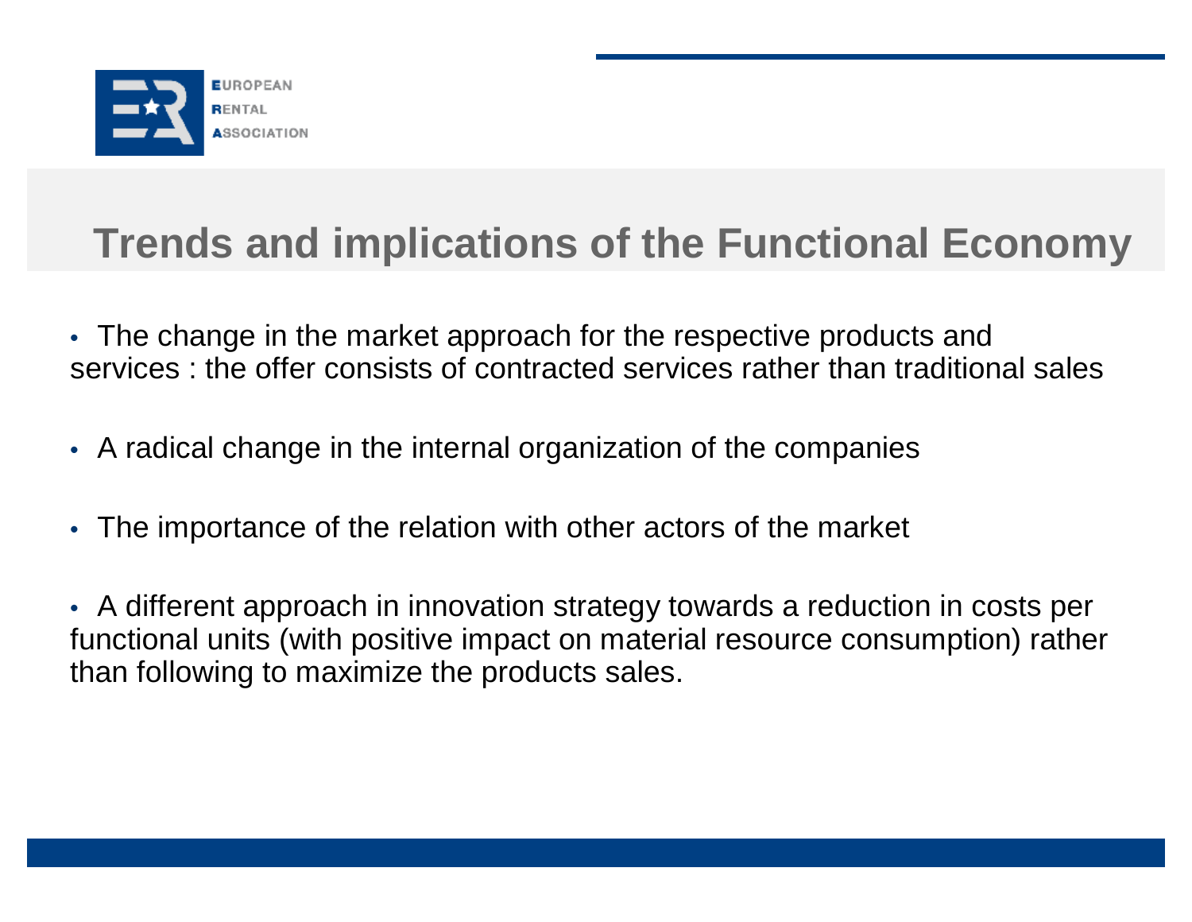# Trends and implications of the Functional Economy

- The change in the market approach for the respective products and services : the offer consists of contracted services rather than traditional sales
- A radical change in the internal organization of the companies
- The importance of the relation with other actors of the market
- A different approach in innovation strategy towards a reduction in costs per functional units (with positive impact on material resource consumption) rather than following to maximize the products sales.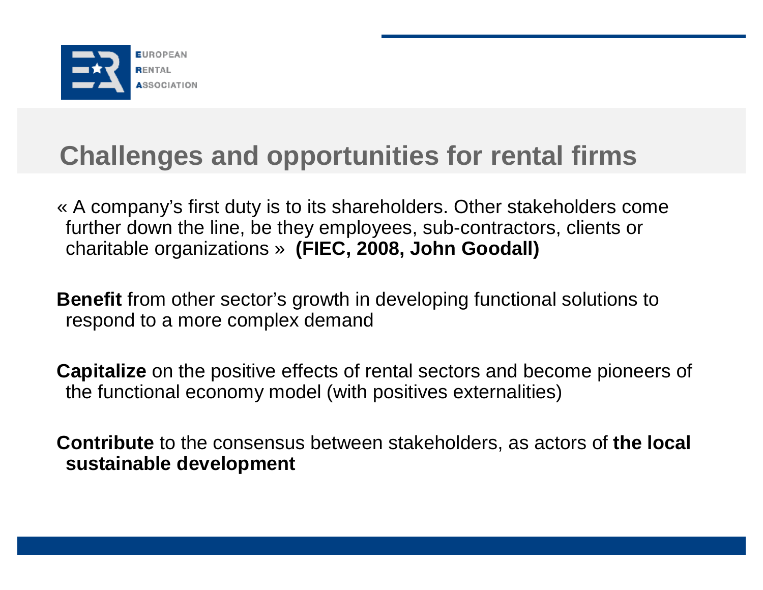# Challenges and opportunities for rental firms

« A company's first duty is to its shareholders. Other stakeholders come further down the line, be they employees, sub-contractors, clients or charitable organizations » **(FIEC, 2008, John Goodall)**

**Benefit** from other sector's growth in developing functional solutions to respond to a more complex demand

**Capitalize** on the positive effects of rental sectors and become pioneers of the functional economy model (with positives externalities)

**Contribute** to the consensus between stakeholders, as actors of **the local sustainable development**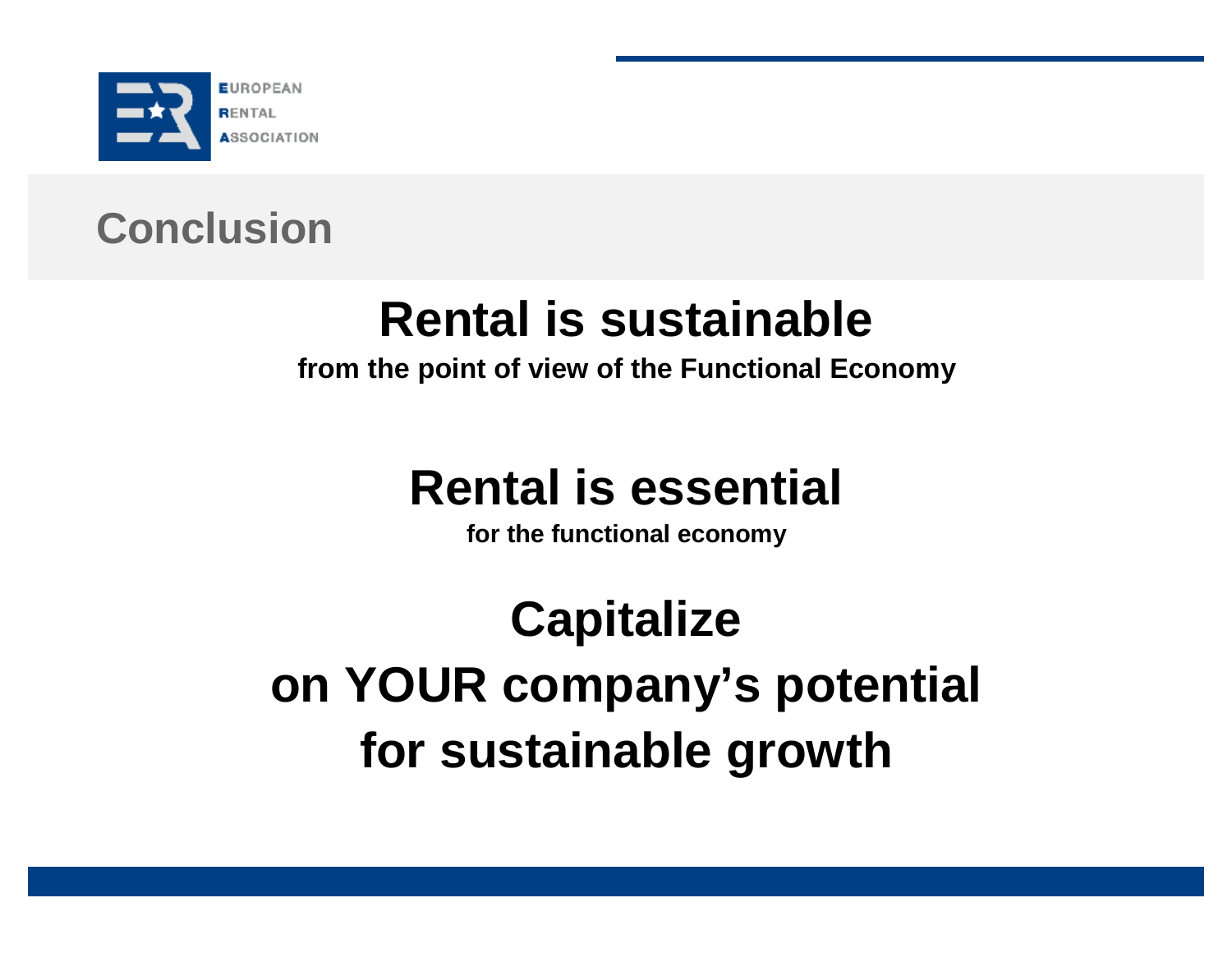# Conclusion

## Rental is sustainable

**from the point of view of the Functional Economy**

## Rental is essential

**for the functional economy**

## Capitalize on YOUR company's potential for sustainable growth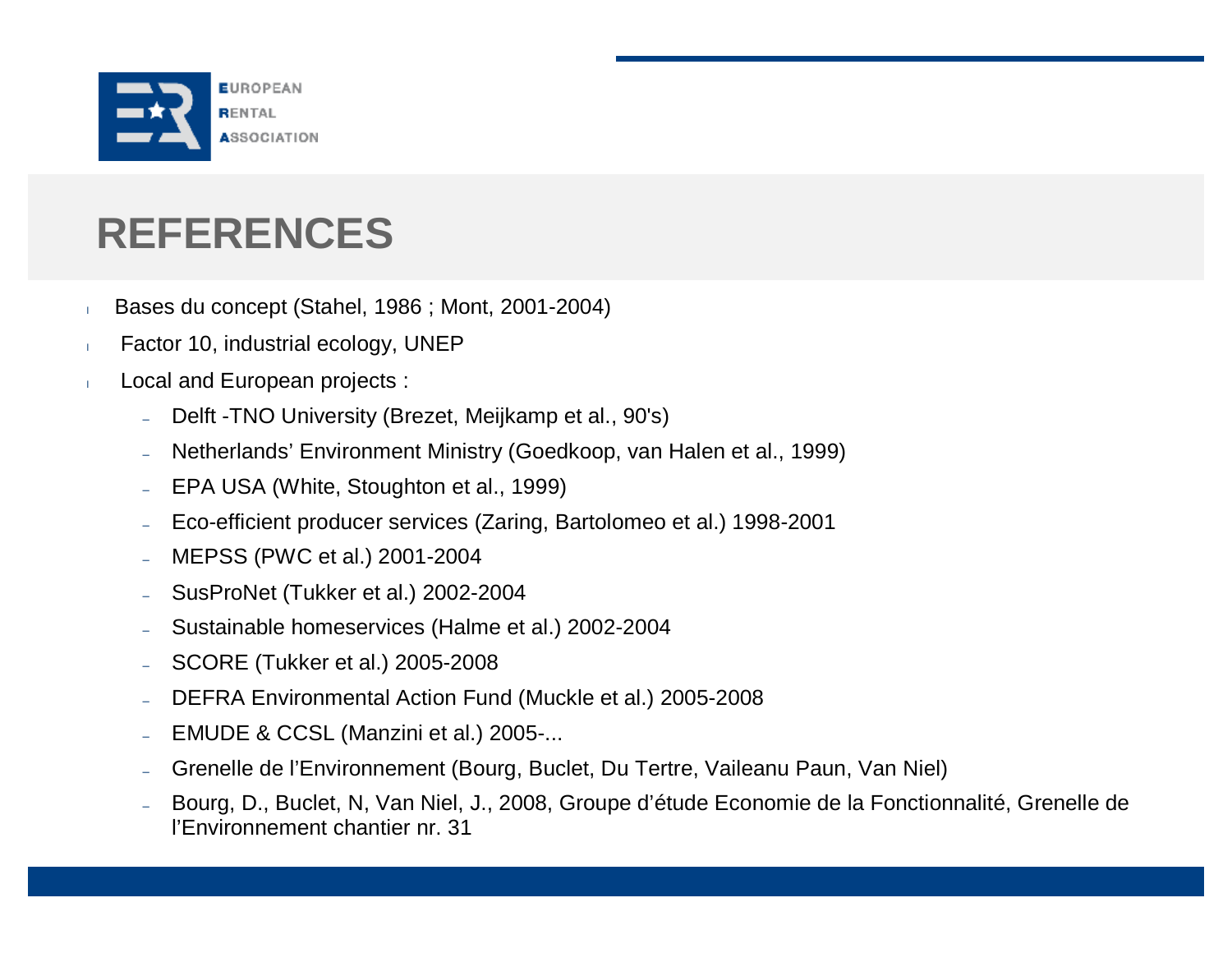# REFERENCES

- Bases du concept (Stahel, 1986 ; Mont, 2001-2004)
- Factor 10, industrial ecology, UNEP
- Local and European projects :
  - Delft -TNO University (Brezet, Meijkamp et al., 90's)
  - Netherlands' Environment Ministry (Goedkoop, van Halen et al., 1999)
  - EPA USA (White, Stoughton et al., 1999)
  - Eco-efficient producer services (Zaring, Bartolomeo et al.) 1998-2001
  - MEPSS (PWC et al.) 2001-2004
  - SusProNet (Tukker et al.) 2002-2004
  - Sustainable homeservices (Halme et al.) 2002-2004
  - SCORE (Tukker et al.) 2005-2008
  - DEFRA Environmental Action Fund (Muckle et al.) 2005-2008
  - EMUDE & CCSL (Manzini et al.) 2005-...
  - Grenelle de l'Environnement (Bourg, Buclet, Du Tertre, Vaileanu Paun, Van Niel)
  - Bourg, D., Buclet, N, Van Niel, J., 2008, Groupe d'étude Economie de la Fonctionnalité, Grenelle de l'Environnement chantier nr. 31